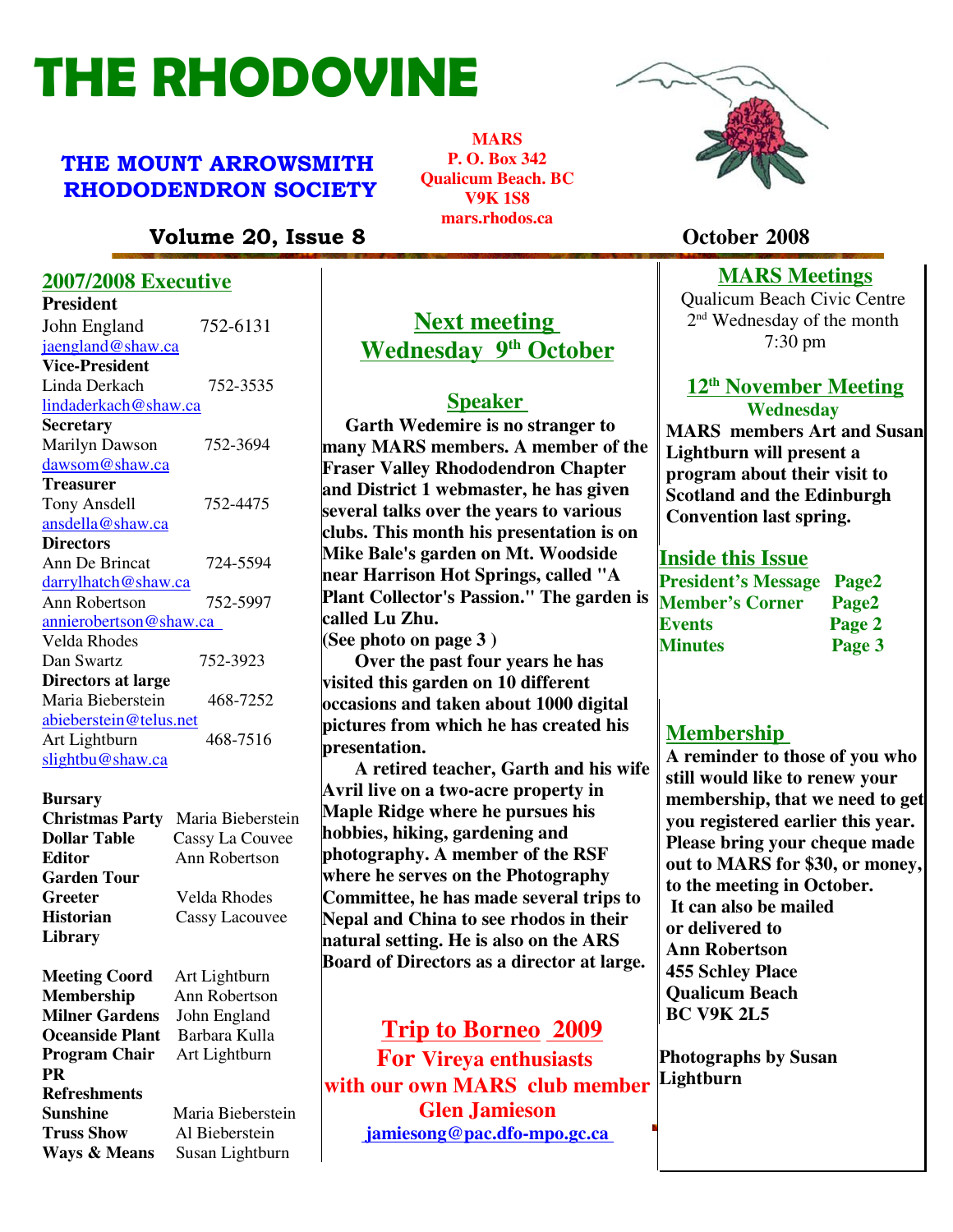# THE RHODOVINE

## THE MOUNT ARROWSMITH RHODODENDRON SOCIETY

MARS
P. O. Box 342
Qualicum Beach. BC
V9K 1S8
mars.rhodos.ca

**Volume 20, Issue 8** — **October 2008**

## 2007/2008 Executive

**President**
John England 752-6131
jaengland@shaw.ca

**Vice-President**
Linda Derkach 752-3535
lindaderkach@shaw.ca

**Secretary**
Marilyn Dawson 752-3694
dawsom@shaw.ca

**Treasurer**
Tony Ansdell 752-4475
ansdella@shaw.ca

**Directors**
Ann De Brincat 724-5594
darrylhatch@shaw.ca
Ann Robertson 752-5997
annierobertson@shaw.ca
Velda Rhodes
Dan Swartz 752-3923

**Directors at large**
Maria Bieberstein 468-7252
abieberstein@telus.net
Art Lightburn 468-7516
slightbu@shaw.ca

**Bursary**
**Christmas Party** Maria Bieberstein
**Dollar Table** Cassy La Couvee
**Editor** Ann Robertson
**Garden Tour**
**Greeter** Velda Rhodes
**Historian** Cassy Lacouvee
**Library**

**Meeting Coord** Art Lightburn
**Membership** Ann Robertson
**Milner Gardens** John England
**Oceanside Plant** Barbara Kulla
**Program Chair** Art Lightburn
**PR**
**Refreshments**
**Sunshine** Maria Bieberstein
**Truss Show** Al Bieberstein
**Ways & Means** Susan Lightburn

## Next meeting Wednesday 9th October

### Speaker

**Garth Wedemire is no stranger to many MARS members. A member of the Fraser Valley Rhododendron Chapter and District 1 webmaster, he has given several talks over the years to various clubs. This month his presentation is on Mike Bale's garden on Mt. Woodside near Harrison Hot Springs, called "A Plant Collector's Passion." The garden is called Lu Zhu.**
**(See photo on page 3 )**

**Over the past four years he has visited this garden on 10 different occasions and taken about 1000 digital pictures from which he has created his presentation.**

**A retired teacher, Garth and his wife Avril live on a two-acre property in Maple Ridge where he pursues his hobbies, hiking, gardening and photography. A member of the RSF where he serves on the Photography Committee, he has made several trips to Nepal and China to see rhodos in their natural setting. He is also on the ARS Board of Directors as a director at large.**

## Trip to Borneo 2009

**For Vireya enthusiasts with our own MARS club member Glen Jamieson**
jamiesong@pac.dfo-mpo.gc.ca

## MARS Meetings

Qualicum Beach Civic Centre
2nd Wednesday of the month
7:30 pm

### 12th November Meeting Wednesday

**MARS members Art and Susan Lightburn will present a program about their visit to Scotland and the Edinburgh Convention last spring.**

## Inside this Issue

| | |
|---|---|
| **President's Message** | **Page2** |
| **Member's Corner** | **Page2** |
| **Events** | **Page 2** |
| **Minutes** | **Page 3** |

## Membership

**A reminder to those of you who still would like to renew your membership, that we need to get you registered earlier this year. Please bring your cheque made out to MARS for $30, or money, to the meeting in October.**
**It can also be mailed or delivered to**
**Ann Robertson**
**455 Schley Place**
**Qualicum Beach**
**BC V9K 2L5**

**Photographs by Susan Lightburn**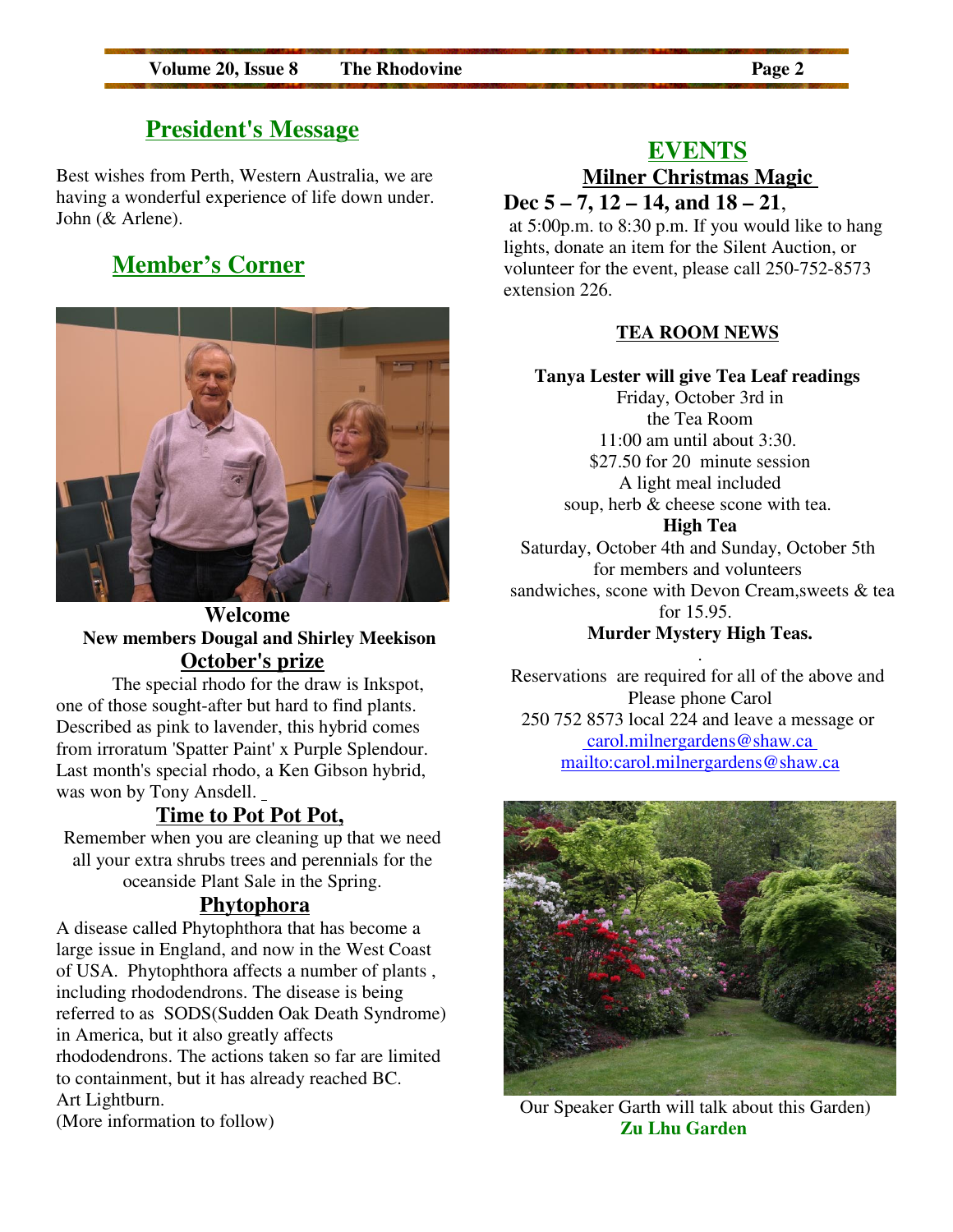## President's Message

Best wishes from Perth, Western Australia, we are having a wonderful experience of life down under. John (& Arlene).

## Member's Corner

**Welcome**

**New members Dougal and Shirley Meekison**

### October's prize

The special rhodo for the draw is Inkspot, one of those sought-after but hard to find plants. Described as pink to lavender, this hybrid comes from irroratum 'Spatter Paint' x Purple Splendour. Last month's special rhodo, a Ken Gibson hybrid, was won by Tony Ansdell.

### Time to Pot Pot Pot,

Remember when you are cleaning up that we need all your extra shrubs trees and perennials for the oceanside Plant Sale in the Spring.

### Phytophora

A disease called Phytophthora that has become a large issue in England, and now in the West Coast of USA. Phytophthora affects a number of plants , including rhododendrons. The disease is being referred to as SODS(Sudden Oak Death Syndrome) in America, but it also greatly affects rhododendrons. The actions taken so far are limited to containment, but it has already reached BC.
Art Lightburn.
(More information to follow)

## EVENTS

### Milner Christmas Magic

**Dec 5 – 7, 12 – 14, and 18 – 21**,
at 5:00p.m. to 8:30 p.m. If you would like to hang lights, donate an item for the Silent Auction, or volunteer for the event, please call 250-752-8573 extension 226.

### TEA ROOM NEWS

**Tanya Lester will give Tea Leaf readings**
Friday, October 3rd in the Tea Room
11:00 am until about 3:30.
$27.50 for 20 minute session
A light meal included
soup, herb & cheese scone with tea.

**High Tea**
Saturday, October 4th and Sunday, October 5th for members and volunteers
sandwiches, scone with Devon Cream,sweets & tea for 15.95.

**Murder Mystery High Teas.**

Reservations are required for all of the above and Please phone Carol
250 752 8573 local 224 and leave a message or
carol.milnergardens@shaw.ca
mailto:carol.milnergardens@shaw.ca

Our Speaker Garth will talk about this Garden)
**Zu Lhu Garden**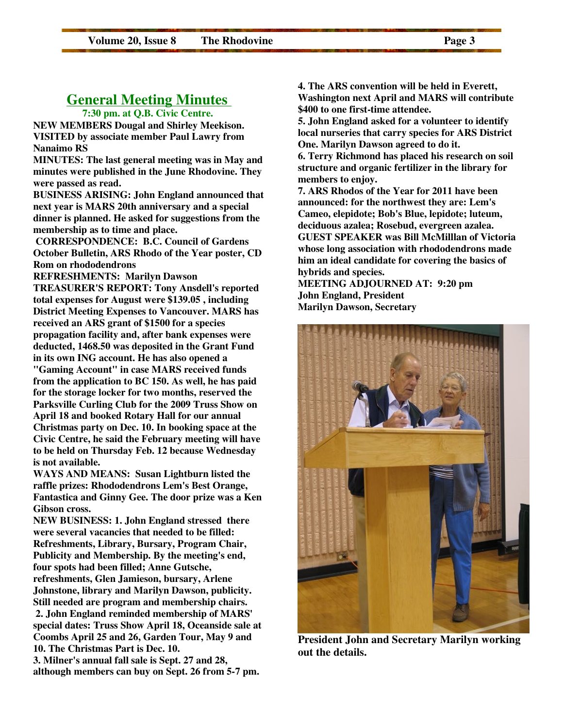## General Meeting Minutes

**7:30 pm. at Q.B. Civic Centre.**

**NEW MEMBERS Dougal and Shirley Meekison.**
**VISITED by associate member Paul Lawry from Nanaimo RS**

**MINUTES: The last general meeting was in May and minutes were published in the June Rhodovine. They were passed as read.**

**BUSINESS ARISING: John England announced that next year is MARS 20th anniversary and a special dinner is planned. He asked for suggestions from the membership as to time and place.**

**CORRESPONDENCE: B.C. Council of Gardens October Bulletin, ARS Rhodo of the Year poster, CD Rom on rhododendrons**

**REFRESHMENTS: Marilyn Dawson**

**TREASURER'S REPORT: Tony Ansdell's reported total expenses for August were $139.05 , including District Meeting Expenses to Vancouver. MARS has received an ARS grant of $1500 for a species propagation facility and, after bank expenses were deducted, 1468.50 was deposited in the Grant Fund in its own ING account. He has also opened a "Gaming Account" in case MARS received funds from the application to BC 150. As well, he has paid for the storage locker for two months, reserved the Parksville Curling Club for the 2009 Truss Show on April 18 and booked Rotary Hall for our annual Christmas party on Dec. 10. In booking space at the Civic Centre, he said the February meeting will have to be held on Thursday Feb. 12 because Wednesday is not available.**

**WAYS AND MEANS: Susan Lightburn listed the raffle prizes: Rhododendrons Lem's Best Orange, Fantastica and Ginny Gee. The door prize was a Ken Gibson cross.**

**NEW BUSINESS: 1. John England stressed there were several vacancies that needed to be filled: Refreshments, Library, Bursary, Program Chair, Publicity and Membership. By the meeting's end, four spots had been filled; Anne Gutsche, refreshments, Glen Jamieson, bursary, Arlene Johnstone, library and Marilyn Dawson, publicity. Still needed are program and membership chairs.**

**2. John England reminded membership of MARS' special dates: Truss Show April 18, Oceanside sale at Coombs April 25 and 26, Garden Tour, May 9 and 10. The Christmas Part is Dec. 10.**

**3. Milner's annual fall sale is Sept. 27 and 28, although members can buy on Sept. 26 from 5-7 pm.**

**4. The ARS convention will be held in Everett, Washington next April and MARS will contribute $400 to one first-time attendee.**

**5. John England asked for a volunteer to identify local nurseries that carry species for ARS District One. Marilyn Dawson agreed to do it.**

**6. Terry Richmond has placed his research on soil structure and organic fertilizer in the library for members to enjoy.**

**7. ARS Rhodos of the Year for 2011 have been announced: for the northwest they are: Lem's Cameo, elepidote; Bob's Blue, lepidote; luteum, deciduous azalea; Rosebud, evergreen azalea.**

**GUEST SPEAKER was Bill McMilllan of Victoria whose long association with rhododendrons made him an ideal candidate for covering the basics of hybrids and species.**

**MEETING ADJOURNED AT: 9:20 pm**
**John England, President**
**Marilyn Dawson, Secretary**

**President John and Secretary Marilyn working out the details.**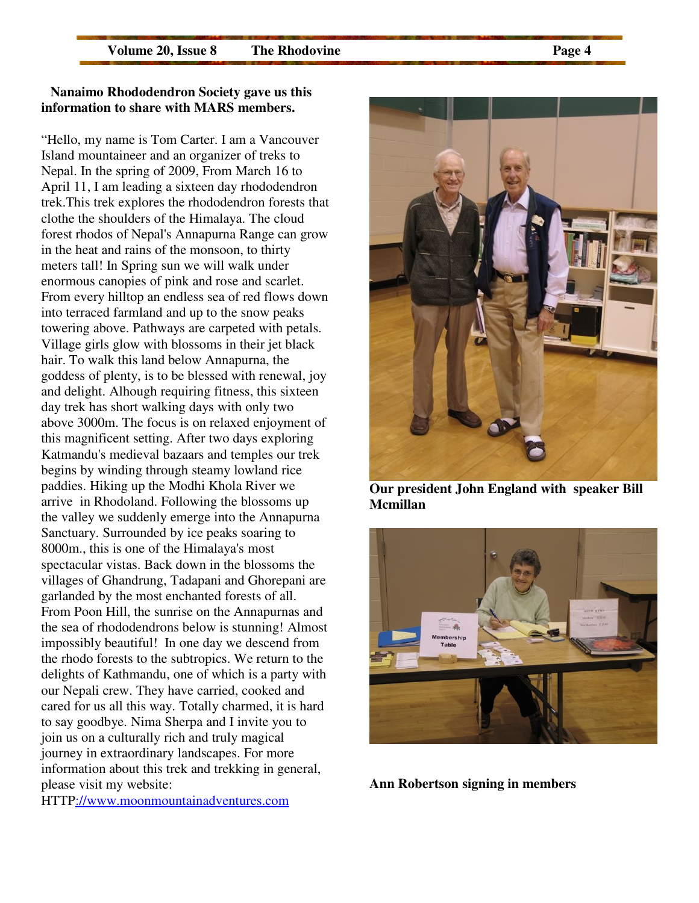**Nanaimo Rhododendron Society gave us this information to share with MARS members.**

"Hello, my name is Tom Carter. I am a Vancouver Island mountaineer and an organizer of treks to Nepal. In the spring of 2009, From March 16 to April 11, I am leading a sixteen day rhododendron trek.This trek explores the rhododendron forests that clothe the shoulders of the Himalaya. The cloud forest rhodos of Nepal's Annapurna Range can grow in the heat and rains of the monsoon, to thirty meters tall! In Spring sun we will walk under enormous canopies of pink and rose and scarlet. From every hilltop an endless sea of red flows down into terraced farmland and up to the snow peaks towering above. Pathways are carpeted with petals. Village girls glow with blossoms in their jet black hair. To walk this land below Annapurna, the goddess of plenty, is to be blessed with renewal, joy and delight. Alhough requiring fitness, this sixteen day trek has short walking days with only two above 3000m. The focus is on relaxed enjoyment of this magnificent setting. After two days exploring Katmandu's medieval bazaars and temples our trek begins by winding through steamy lowland rice paddies. Hiking up the Modhi Khola River we arrive in Rhodoland. Following the blossoms up the valley we suddenly emerge into the Annapurna Sanctuary. Surrounded by ice peaks soaring to 8000m., this is one of the Himalaya's most spectacular vistas. Back down in the blossoms the villages of Ghandrung, Tadapani and Ghorepani are garlanded by the most enchanted forests of all. From Poon Hill, the sunrise on the Annapurnas and the sea of rhododendrons below is stunning! Almost impossibly beautiful! In one day we descend from the rhodo forests to the subtropics. We return to the delights of Kathmandu, one of which is a party with our Nepali crew. They have carried, cooked and cared for us all this way. Totally charmed, it is hard to say goodbye. Nima Sherpa and I invite you to join us on a culturally rich and truly magical journey in extraordinary landscapes. For more information about this trek and trekking in general, please visit my website: HTTP://www.moonmountainadventures.com

**Our president John England with speaker Bill Mcmillan**

**Ann Robertson signing in members**